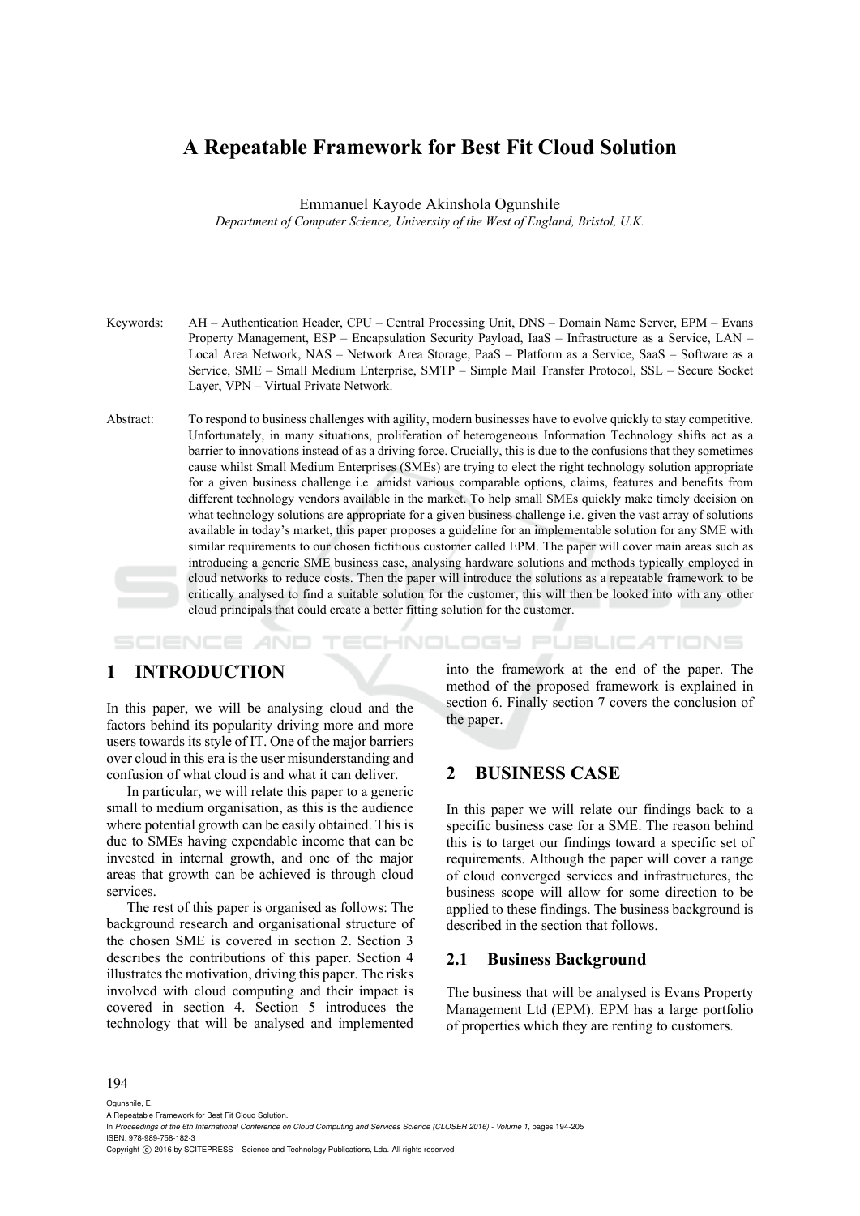# A Repeatable Framework for Best Fit Cloud Solution

Emmanuel Kayode Akinshola Ogunshile

*Department of Computer Science, University of the West of England, Bristol, U.K.*

Keywords: AH – Authentication Header, CPU – Central Processing Unit, DNS – Domain Name Server, EPM – Evans Property Management, ESP – Encapsulation Security Payload, IaaS – Infrastructure as a Service, LAN – Local Area Network, NAS – Network Area Storage, PaaS – Platform as a Service, SaaS – Software as a Service, SME – Small Medium Enterprise, SMTP – Simple Mail Transfer Protocol, SSL – Secure Socket Layer, VPN – Virtual Private Network.

Abstract: To respond to business challenges with agility, modern businesses have to evolve quickly to stay competitive. Unfortunately, in many situations, proliferation of heterogeneous Information Technology shifts act as a barrier to innovations instead of as a driving force. Crucially, this is due to the confusions that they sometimes cause whilst Small Medium Enterprises (SMEs) are trying to elect the right technology solution appropriate for a given business challenge i.e. amidst various comparable options, claims, features and benefits from different technology vendors available in the market. To help small SMEs quickly make timely decision on what technology solutions are appropriate for a given business challenge i.e. given the vast array of solutions available in today's market, this paper proposes a guideline for an implementable solution for any SME with similar requirements to our chosen fictitious customer called EPM. The paper will cover main areas such as introducing a generic SME business case, analysing hardware solutions and methods typically employed in cloud networks to reduce costs. Then the paper will introduce the solutions as a repeatable framework to be critically analysed to find a suitable solution for the customer, this will then be looked into with any other cloud principals that could create a better fitting solution for the customer.

## 1 INTRODUCTION

In this paper, we will be analysing cloud and the factors behind its popularity driving more and more users towards its style of IT. One of the major barriers over cloud in this era is the user misunderstanding and confusion of what cloud is and what it can deliver.

In particular, we will relate this paper to a generic small to medium organisation, as this is the audience where potential growth can be easily obtained. This is due to SMEs having expendable income that can be invested in internal growth, and one of the major areas that growth can be achieved is through cloud services.

The rest of this paper is organised as follows: The background research and organisational structure of the chosen SME is covered in section 2. Section 3 describes the contributions of this paper. Section 4 illustrates the motivation, driving this paper. The risks involved with cloud computing and their impact is covered in section 4. Section 5 introduces the technology that will be analysed and implemented into the framework at the end of the paper. The method of the proposed framework is explained in section 6. Finally section 7 covers the conclusion of the paper.

## 2 BUSINESS CASE

In this paper we will relate our findings back to a specific business case for a SME. The reason behind this is to target our findings toward a specific set of requirements. Although the paper will cover a range of cloud converged services and infrastructures, the business scope will allow for some direction to be applied to these findings. The business background is described in the section that follows.

### 2.1 Business Background

The business that will be analysed is Evans Property Management Ltd (EPM). EPM has a large portfolio of properties which they are renting to customers.

Ogunshile, E.
A Repeatable Framework for Best Fit Cloud Solution.
In *Proceedings of the 6th International Conference on Cloud Computing and Services Science (CLOSER 2016) - Volume 1*, pages 194-205
ISBN: 978-989-758-182-3
Copyright © 2016 by SCITEPRESS – Science and Technology Publications, Lda. All rights reserved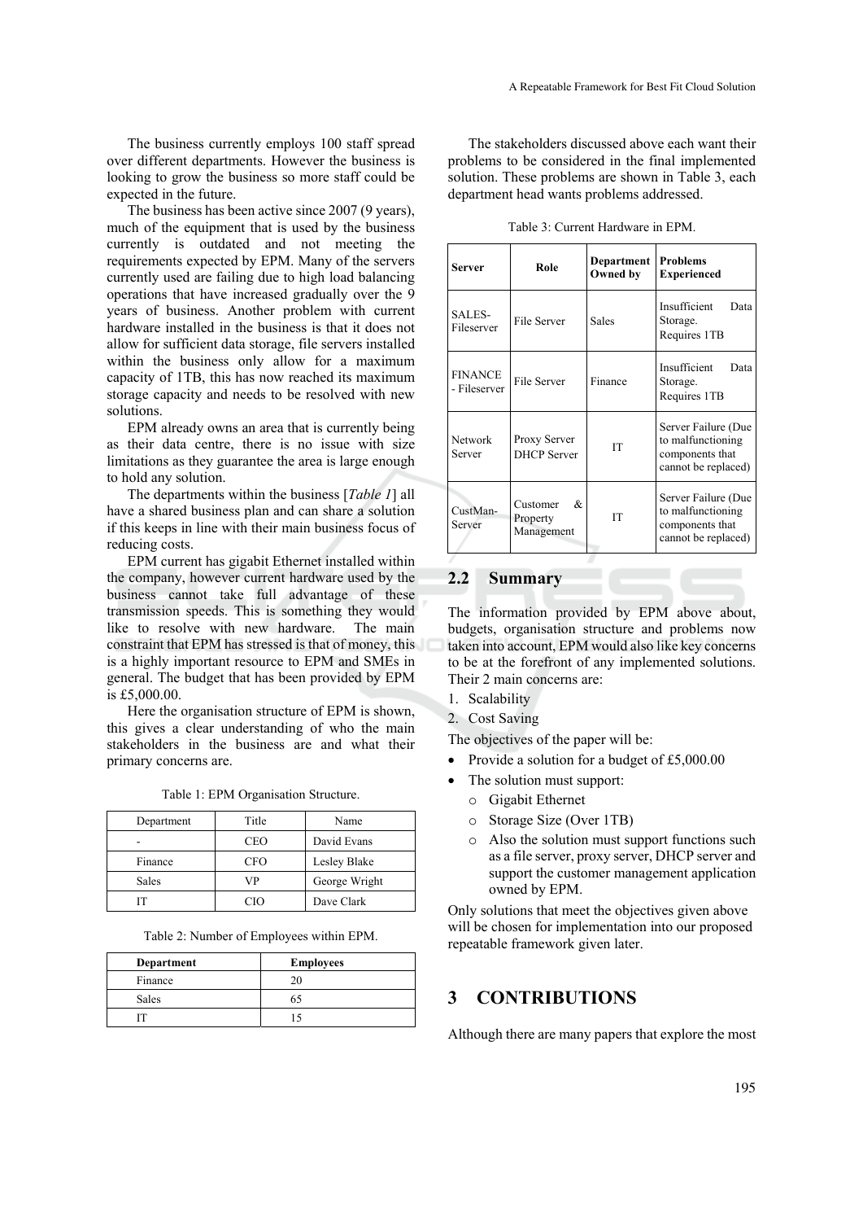The business currently employs 100 staff spread over different departments. However the business is looking to grow the business so more staff could be expected in the future.

The business has been active since 2007 (9 years), much of the equipment that is used by the business currently is outdated and not meeting the requirements expected by EPM. Many of the servers currently used are failing due to high load balancing operations that have increased gradually over the 9 years of business. Another problem with current hardware installed in the business is that it does not allow for sufficient data storage, file servers installed within the business only allow for a maximum capacity of 1TB, this has now reached its maximum storage capacity and needs to be resolved with new solutions.

EPM already owns an area that is currently being as their data centre, there is no issue with size limitations as they guarantee the area is large enough to hold any solution.

The departments within the business [*Table 1*] all have a shared business plan and can share a solution if this keeps in line with their main business focus of reducing costs.

EPM current has gigabit Ethernet installed within the company, however current hardware used by the business cannot take full advantage of these transmission speeds. This is something they would like to resolve with new hardware. The main constraint that EPM has stressed is that of money, this is a highly important resource to EPM and SMEs in general. The budget that has been provided by EPM is £5,000.00.

Here the organisation structure of EPM is shown, this gives a clear understanding of who the main stakeholders in the business are and what their primary concerns are.

Table 1: EPM Organisation Structure.

| Department | Title | Name |
|---|---|---|
| - | CEO | David Evans |
| Finance | CFO | Lesley Blake |
| Sales | VP | George Wright |
| IT | CIO | Dave Clark |

Table 2: Number of Employees within EPM.

| Department | Employees |
|---|---|
| Finance | 20 |
| Sales | 65 |
| IT | 15 |

The stakeholders discussed above each want their problems to be considered in the final implemented solution. These problems are shown in Table 3, each department head wants problems addressed.

Table 3: Current Hardware in EPM.

| Server | Role | Department Owned by | Problems Experienced |
|---|---|---|---|
| SALES-Fileserver | File Server | Sales | Insufficient Data Storage. Requires 1TB |
| FINANCE - Fileserver | File Server | Finance | Insufficient Data Storage. Requires 1TB |
| Network Server | Proxy Server DHCP Server | IT | Server Failure (Due to malfunctioning components that cannot be replaced) |
| CustMan-Server | Customer & Property Management | IT | Server Failure (Due to malfunctioning components that cannot be replaced) |

## 2.2 Summary

The information provided by EPM above about, budgets, organisation structure and problems now taken into account, EPM would also like key concerns to be at the forefront of any implemented solutions. Their 2 main concerns are:

1. Scalability
2. Cost Saving

The objectives of the paper will be:

- Provide a solution for a budget of £5,000.00
- The solution must support:
  - Gigabit Ethernet
  - Storage Size (Over 1TB)
  - Also the solution must support functions such as a file server, proxy server, DHCP server and support the customer management application owned by EPM.

Only solutions that meet the objectives given above will be chosen for implementation into our proposed repeatable framework given later.

# 3 CONTRIBUTIONS

Although there are many papers that explore the most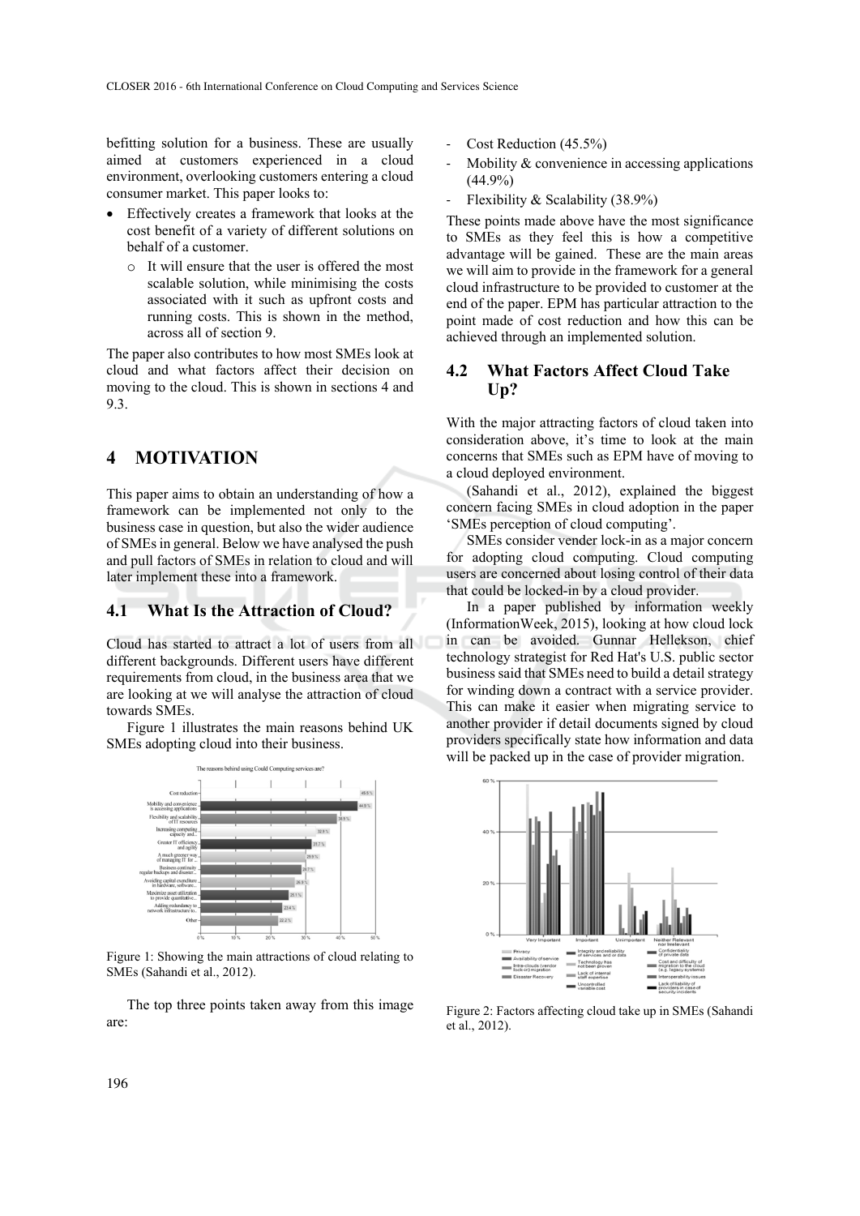befitting solution for a business. These are usually aimed at customers experienced in a cloud environment, overlooking customers entering a cloud consumer market. This paper looks to:

- Effectively creates a framework that looks at the cost benefit of a variety of different solutions on behalf of a customer.
  - It will ensure that the user is offered the most scalable solution, while minimising the costs associated with it such as upfront costs and running costs. This is shown in the method, across all of section 9.

The paper also contributes to how most SMEs look at cloud and what factors affect their decision on moving to the cloud. This is shown in sections 4 and 9.3.

## 4 MOTIVATION

This paper aims to obtain an understanding of how a framework can be implemented not only to the business case in question, but also the wider audience of SMEs in general. Below we have analysed the push and pull factors of SMEs in relation to cloud and will later implement these into a framework.

### 4.1 What Is the Attraction of Cloud?

Cloud has started to attract a lot of users from all different backgrounds. Different users have different requirements from cloud, in the business area that we are looking at we will analyse the attraction of cloud towards SMEs.

Figure 1 illustrates the main reasons behind UK SMEs adopting cloud into their business.

Figure 1: Showing the main attractions of cloud relating to SMEs (Sahandi et al., 2012).

The top three points taken away from this image are:

- Cost Reduction (45.5%)
- Mobility & convenience in accessing applications (44.9%)
- Flexibility & Scalability (38.9%)

These points made above have the most significance to SMEs as they feel this is how a competitive advantage will be gained. These are the main areas we will aim to provide in the framework for a general cloud infrastructure to be provided to customer at the end of the paper. EPM has particular attraction to the point made of cost reduction and how this can be achieved through an implemented solution.

### 4.2 What Factors Affect Cloud Take Up?

With the major attracting factors of cloud taken into consideration above, it's time to look at the main concerns that SMEs such as EPM have of moving to a cloud deployed environment.

(Sahandi et al., 2012), explained the biggest concern facing SMEs in cloud adoption in the paper 'SMEs perception of cloud computing'.

SMEs consider vender lock-in as a major concern for adopting cloud computing. Cloud computing users are concerned about losing control of their data that could be locked-in by a cloud provider.

In a paper published by information weekly (InformationWeek, 2015), looking at how cloud lock in can be avoided. Gunnar Hellekson, chief technology strategist for Red Hat's U.S. public sector business said that SMEs need to build a detail strategy for winding down a contract with a service provider. This can make it easier when migrating service to another provider if detail documents signed by cloud providers specifically state how information and data will be packed up in the case of provider migration.

Figure 2: Factors affecting cloud take up in SMEs (Sahandi et al., 2012).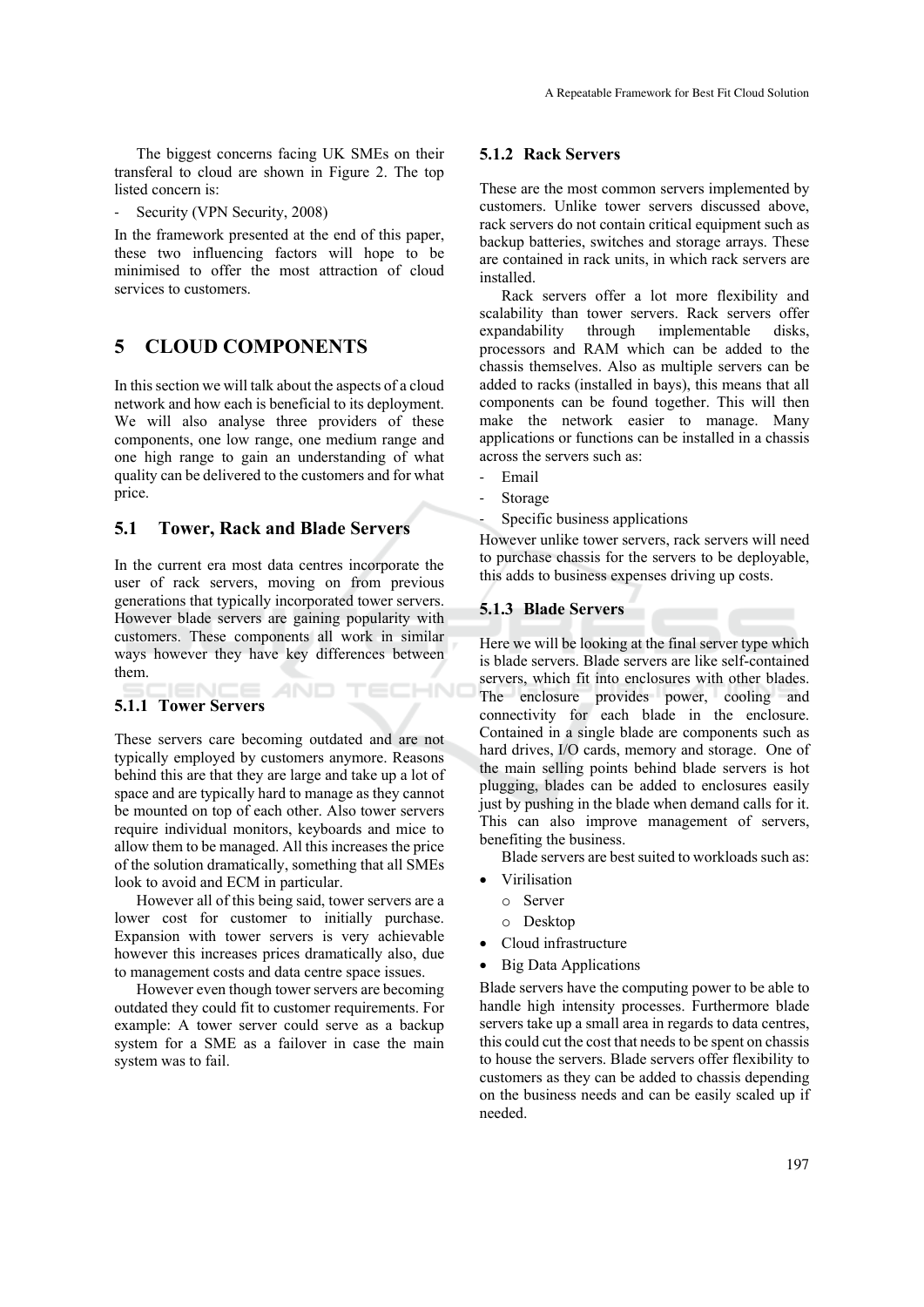The biggest concerns facing UK SMEs on their transferal to cloud are shown in Figure 2. The top listed concern is:

- Security (VPN Security, 2008)

In the framework presented at the end of this paper, these two influencing factors will hope to be minimised to offer the most attraction of cloud services to customers.

# 5 CLOUD COMPONENTS

In this section we will talk about the aspects of a cloud network and how each is beneficial to its deployment. We will also analyse three providers of these components, one low range, one medium range and one high range to gain an understanding of what quality can be delivered to the customers and for what price.

## 5.1 Tower, Rack and Blade Servers

In the current era most data centres incorporate the user of rack servers, moving on from previous generations that typically incorporated tower servers. However blade servers are gaining popularity with customers. These components all work in similar ways however they have key differences between them.

### 5.1.1 Tower Servers

These servers care becoming outdated and are not typically employed by customers anymore. Reasons behind this are that they are large and take up a lot of space and are typically hard to manage as they cannot be mounted on top of each other. Also tower servers require individual monitors, keyboards and mice to allow them to be managed. All this increases the price of the solution dramatically, something that all SMEs look to avoid and ECM in particular.

However all of this being said, tower servers are a lower cost for customer to initially purchase. Expansion with tower servers is very achievable however this increases prices dramatically also, due to management costs and data centre space issues.

However even though tower servers are becoming outdated they could fit to customer requirements. For example: A tower server could serve as a backup system for a SME as a failover in case the main system was to fail.

### 5.1.2 Rack Servers

These are the most common servers implemented by customers. Unlike tower servers discussed above, rack servers do not contain critical equipment such as backup batteries, switches and storage arrays. These are contained in rack units, in which rack servers are installed.

Rack servers offer a lot more flexibility and scalability than tower servers. Rack servers offer expandability through implementable disks, processors and RAM which can be added to the chassis themselves. Also as multiple servers can be added to racks (installed in bays), this means that all components can be found together. This will then make the network easier to manage. Many applications or functions can be installed in a chassis across the servers such as:

- Email
- Storage
- Specific business applications

However unlike tower servers, rack servers will need to purchase chassis for the servers to be deployable, this adds to business expenses driving up costs.

### 5.1.3 Blade Servers

Here we will be looking at the final server type which is blade servers. Blade servers are like self-contained servers, which fit into enclosures with other blades. The enclosure provides power, cooling and connectivity for each blade in the enclosure. Contained in a single blade are components such as hard drives, I/O cards, memory and storage. One of the main selling points behind blade servers is hot plugging, blades can be added to enclosures easily just by pushing in the blade when demand calls for it. This can also improve management of servers, benefiting the business.

Blade servers are best suited to workloads such as:

- Virilisation
  - Server
  - Desktop
- Cloud infrastructure
- Big Data Applications

Blade servers have the computing power to be able to handle high intensity processes. Furthermore blade servers take up a small area in regards to data centres, this could cut the cost that needs to be spent on chassis to house the servers. Blade servers offer flexibility to customers as they can be added to chassis depending on the business needs and can be easily scaled up if needed.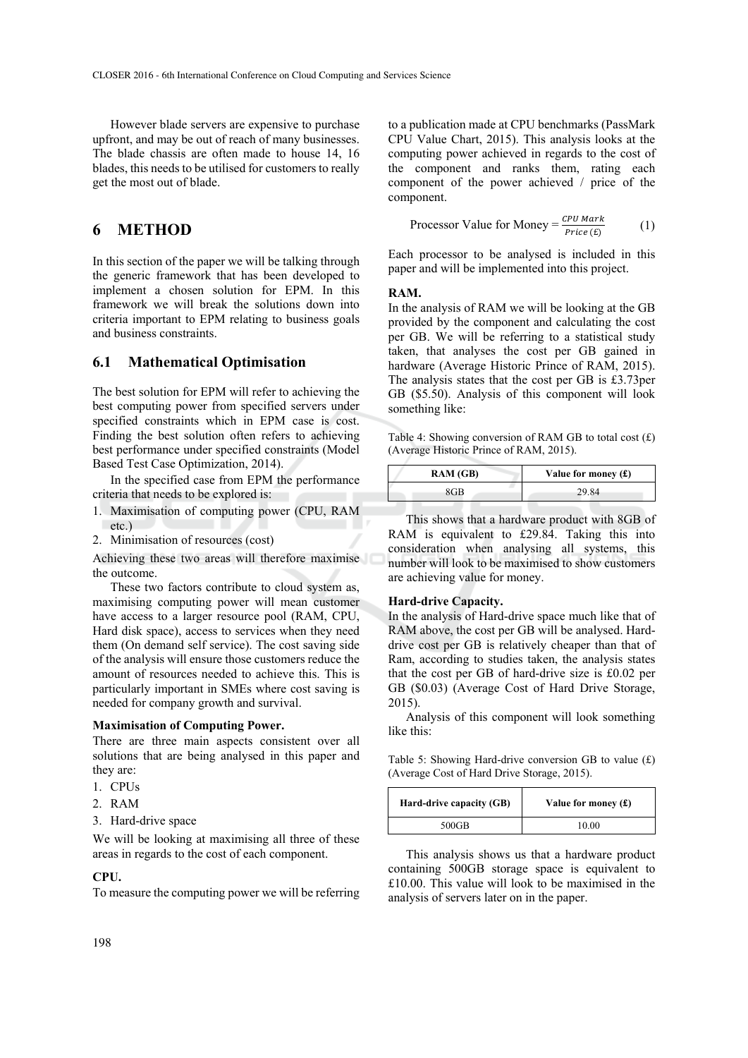However blade servers are expensive to purchase upfront, and may be out of reach of many businesses. The blade chassis are often made to house 14, 16 blades, this needs to be utilised for customers to really get the most out of blade.

# 6 METHOD

In this section of the paper we will be talking through the generic framework that has been developed to implement a chosen solution for EPM. In this framework we will break the solutions down into criteria important to EPM relating to business goals and business constraints.

## 6.1 Mathematical Optimisation

The best solution for EPM will refer to achieving the best computing power from specified servers under specified constraints which in EPM case is cost. Finding the best solution often refers to achieving best performance under specified constraints (Model Based Test Case Optimization, 2014).

In the specified case from EPM the performance criteria that needs to be explored is:

1. Maximisation of computing power (CPU, RAM etc.)
2. Minimisation of resources (cost)

Achieving these two areas will therefore maximise the outcome.

These two factors contribute to cloud system as, maximising computing power will mean customer have access to a larger resource pool (RAM, CPU, Hard disk space), access to services when they need them (On demand self service). The cost saving side of the analysis will ensure those customers reduce the amount of resources needed to achieve this. This is particularly important in SMEs where cost saving is needed for company growth and survival.

**Maximisation of Computing Power.**

There are three main aspects consistent over all solutions that are being analysed in this paper and they are:

1. CPUs
2. RAM
3. Hard-drive space

We will be looking at maximising all three of these areas in regards to the cost of each component.

**CPU.**

To measure the computing power we will be referring to a publication made at CPU benchmarks (PassMark CPU Value Chart, 2015). This analysis looks at the computing power achieved in regards to the cost of the component and ranks them, rating each component of the power achieved / price of the component.

$$\text{Processor Value for Money} = \frac{CPU\ Mark}{Price\ (£)} \quad (1)$$

Each processor to be analysed is included in this paper and will be implemented into this project.

**RAM.**

In the analysis of RAM we will be looking at the GB provided by the component and calculating the cost per GB. We will be referring to a statistical study taken, that analyses the cost per GB gained in hardware (Average Historic Prince of RAM, 2015). The analysis states that the cost per GB is £3.73per GB ($5.50). Analysis of this component will look something like:

Table 4: Showing conversion of RAM GB to total cost (£) (Average Historic Prince of RAM, 2015).

| RAM (GB) | Value for money (£) |
|---|---|
| 8GB | 29.84 |

This shows that a hardware product with 8GB of RAM is equivalent to £29.84. Taking this into consideration when analysing all systems, this number will look to be maximised to show customers are achieving value for money.

**Hard-drive Capacity.**

In the analysis of Hard-drive space much like that of RAM above, the cost per GB will be analysed. Hard-drive cost per GB is relatively cheaper than that of Ram, according to studies taken, the analysis states that the cost per GB of hard-drive size is £0.02 per GB ($0.03) (Average Cost of Hard Drive Storage, 2015).

Analysis of this component will look something like this:

Table 5: Showing Hard-drive conversion GB to value (£) (Average Cost of Hard Drive Storage, 2015).

| Hard-drive capacity (GB) | Value for money (£) |
|---|---|
| 500GB | 10.00 |

This analysis shows us that a hardware product containing 500GB storage space is equivalent to £10.00. This value will look to be maximised in the analysis of servers later on in the paper.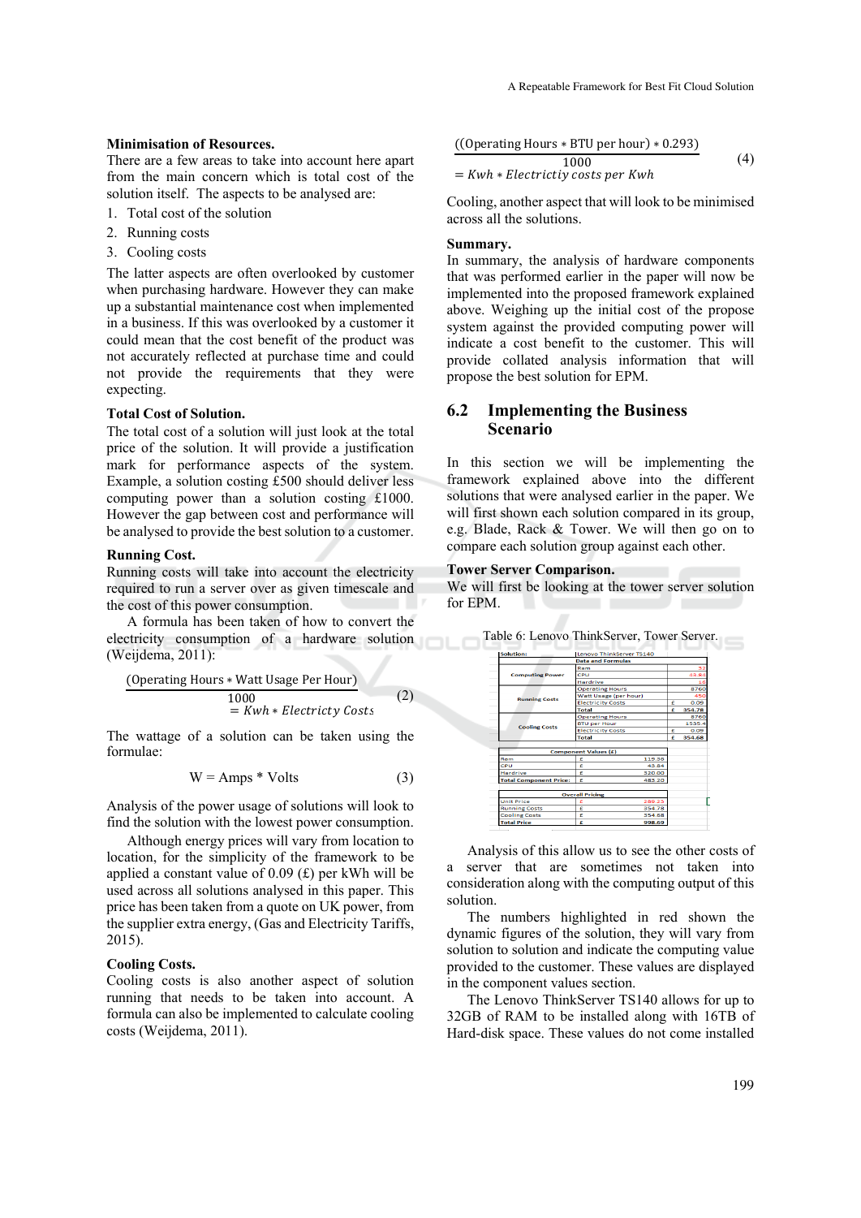**Minimisation of Resources.**

There are a few areas to take into account here apart from the main concern which is total cost of the solution itself. The aspects to be analysed are:

1. Total cost of the solution
2. Running costs
3. Cooling costs

The latter aspects are often overlooked by customer when purchasing hardware. However they can make up a substantial maintenance cost when implemented in a business. If this was overlooked by a customer it could mean that the cost benefit of the product was not accurately reflected at purchase time and could not provide the requirements that they were expecting.

**Total Cost of Solution.**

The total cost of a solution will just look at the total price of the solution. It will provide a justification mark for performance aspects of the system. Example, a solution costing £500 should deliver less computing power than a solution costing £1000. However the gap between cost and performance will be analysed to provide the best solution to a customer.

**Running Cost.**

Running costs will take into account the electricity required to run a server over as given timescale and the cost of this power consumption.

A formula has been taken of how to convert the electricity consumption of a hardware solution (Weijdema, 2011):

$$\frac{(\text{Operating Hours} * \text{Watt Usage Per Hour})}{1000} = Kwh * Electricty\ Costs \quad (2)$$

The wattage of a solution can be taken using the formulae:

$$W = Amps * Volts \quad (3)$$

Analysis of the power usage of solutions will look to find the solution with the lowest power consumption.

Although energy prices will vary from location to location, for the simplicity of the framework to be applied a constant value of 0.09 (£) per kWh will be used across all solutions analysed in this paper. This price has been taken from a quote on UK power, from the supplier extra energy, (Gas and Electricity Tariffs, 2015).

**Cooling Costs.**

Cooling costs is also another aspect of solution running that needs to be taken into account. A formula can also be implemented to calculate cooling costs (Weijdema, 2011).

$$\frac{((\text{Operating Hours} * \text{BTU per hour}) * 0.293)}{1000} = Kwh * Electrictiy\ costs\ per\ Kwh \quad (4)$$

Cooling, another aspect that will look to be minimised across all the solutions.

**Summary.**

In summary, the analysis of hardware components that was performed earlier in the paper will now be implemented into the proposed framework explained above. Weighing up the initial cost of the propose system against the provided computing power will indicate a cost benefit to the customer. This will provide collated analysis information that will propose the best solution for EPM.

## 6.2 Implementing the Business Scenario

In this section we will be implementing the framework explained above into the different solutions that were analysed earlier in the paper. We will first shown each solution compared in its group, e.g. Blade, Rack & Tower. We will then go on to compare each solution group against each other.

**Tower Server Comparison.**

We will first be looking at the tower server solution for EPM.

Table 6: Lenovo ThinkServer, Tower Server.

| Solution: | Lenovo ThinkServer TS140 | | |
|---|---|---|---|
| | Data and Formulas | | |
| Computing Power | Ram | | 32 |
| | CPU | | 43.84 |
| | Hardrive | | 16 |
| Running Costs | Operating Hours | | 8760 |
| | Watt Usage (per hour) | | 450 |
| | Electricity Costs | £ | 0.09 |
| | Total | £ | 354.78 |
| Cooling Costs | Operating Hours | | 8760 |
| | BTU per Hour | | 1535.4 |
| | Electricity Costs | £ | 0.09 |
| | Total | £ | 354.68 |

| Component Values (£) | | |
|---|---|---|
| Ram | £ | 119.36 |
| CPU | £ | 43.84 |
| Hardrive | £ | 320.00 |
| Total Component Price: | £ | 483.20 |

| Overall Pricing | | |
|---|---|---|
| Unit Price | £ | 289.23 |
| Running Costs | £ | 354.78 |
| Cooling Costs | £ | 354.68 |
| Total Price | £ | 998.69 |

Analysis of this allow us to see the other costs of a server that are sometimes not taken into consideration along with the computing output of this solution.

The numbers highlighted in red shown the dynamic figures of the solution, they will vary from solution to solution and indicate the computing value provided to the customer. These values are displayed in the component values section.

The Lenovo ThinkServer TS140 allows for up to 32GB of RAM to be installed along with 16TB of Hard-disk space. These values do not come installed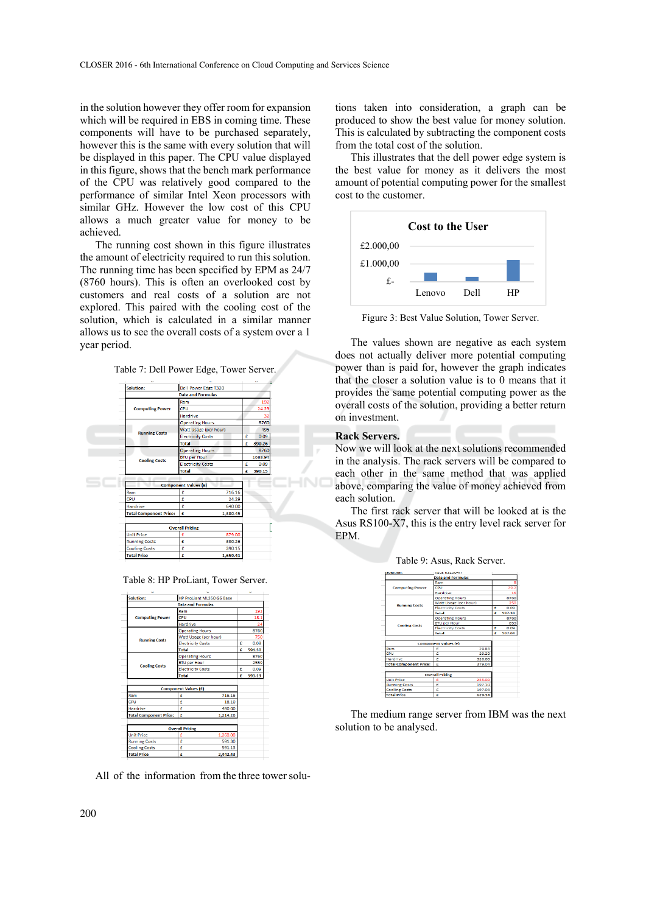in the solution however they offer room for expansion which will be required in EBS in coming time. These components will have to be purchased separately, however this is the same with every solution that will be displayed in this paper. The CPU value displayed in this figure, shows that the bench mark performance of the CPU was relatively good compared to the performance of similar Intel Xeon processors with similar GHz. However the low cost of this CPU allows a much greater value for money to be achieved.

The running cost shown in this figure illustrates the amount of electricity required to run this solution. The running time has been specified by EPM as 24/7 (8760 hours). This is often an overlooked cost by customers and real costs of a solution are not explored. This paired with the cooling cost of the solution, which is calculated in a similar manner allows us to see the overall costs of a system over a 1 year period.

Table 7: Dell Power Edge, Tower Server.

| Solution: | Dell Power Edge T320 | | |
|---|---|---|---|
| | Data and Formulas | | |
| Computing Power | Ram | | 192 |
| | CPU | | 24.29 |
| | Hardrive | | 32 |
| Running Costs | Operating Hours | | 8760 |
| | Watt Usage (per hour) | | 495 |
| | Electricity Costs | £ | 0.09 |
| | Total | £ | 390.26 |
| Cooling Costs | Operating Hours | | 8760 |
| | BTU per Hour | | 1688.94 |
| | Electricity Costs | £ | 0.09 |
| | Total | £ | 390.15 |

| Component Values (£) | | |
|---|---|---|
| Ram | £ | 716.16 |
| CPU | £ | 24.29 |
| Hardrive | £ | 640.00 |
| Total Component Price: | £ | 1,380.45 |

| Overall Pricing | | |
|---|---|---|
| Unit Price | £ | 870.00 |
| Running Costs | £ | 390.26 |
| Cooling Costs | £ | 390.15 |
| Total Price | £ | 1,650.41 |

Table 8: HP ProLiant, Tower Server.

| Solution: | HP ProLiant ML350 G6 Base | | |
|---|---|---|---|
| | Data and Formulas | | |
| Computing Power | Ram | | 192 |
| | CPU | | 18.1 |
| | Hardrive | | 24 |
| Running Costs | Operating Hours | | 8760 |
| | Watt Usage (per hour) | | 750 |
| | Electricity Costs | £ | 0.09 |
| | Total | £ | 591.30 |
| Cooling Costs | Operating Hours | | 8760 |
| | BTU per Hour | | 2559 |
| | Electricity Costs | £ | 0.09 |
| | Total | £ | 591.13 |

| Component Values (£) | | |
|---|---|---|
| Ram | £ | 716.16 |
| CPU | £ | 18.10 |
| Hardrive | £ | 480.00 |
| Total Component Prices | £ | 1,214.26 |

| Overall Pricing | | |
|---|---|---|
| Unit Price | £ | 1,260.00 |
| Running Costs | £ | 591.30 |
| Cooling Costs | £ | 591.13 |
| Total Price | £ | 2,442.43 |

All of the information from the three tower solutions taken into consideration, a graph can be produced to show the best value for money solution. This is calculated by subtracting the component costs from the total cost of the solution.

This illustrates that the dell power edge system is the best value for money as it delivers the most amount of potential computing power for the smallest cost to the customer.

Figure 3: Best Value Solution, Tower Server.

The values shown are negative as each system does not actually deliver more potential computing power than is paid for, however the graph indicates that the closer a solution value is to 0 means that it provides the same potential computing power as the overall costs of the solution, providing a better return on investment.

## Rack Servers.

Now we will look at the next solutions recommended in the analysis. The rack servers will be compared to each other in the same method that was applied above, comparing the value of money achieved from each solution.

The first rack server that will be looked at is the Asus RS100-X7, this is the entry level rack server for EPM.

Table 9: Asus, Rack Server.

| Solution: | Asus RS100-X7 | | |
|---|---|---|---|
| | Data and Formulas | | |
| Computing Power | Ram | | 8 |
| | CPU | | 19.2 |
| | Hardrive | | 16 |
| Running Costs | Operating Hours | | 8760 |
| | Watt Usage (per hour) | | 250 |
| | Electricity Costs | £ | 0.09 |
| | Total | £ | 197.10 |
| Cooling Costs | Operating Hours | | 8760 |
| | BTU per Hour | | 855 |
| | Electricity Costs | £ | 0.09 |
| | Total | £ | 197.04 |

| Component Values (£) | | |
|---|---|---|
| Ram | £ | 29.84 |
| CPU | £ | 19.20 |
| Hardrive | £ | 320.00 |
| Total Component Price: | £ | 379.04 |

| Overall Pricing | | |
|---|---|---|
| Unit Price | £ | 235.00 |
| Running Costs | £ | 197.10 |
| Cooling Costs | £ | 197.04 |
| Total Price | £ | 629.14 |

The medium range server from IBM was the next solution to be analysed.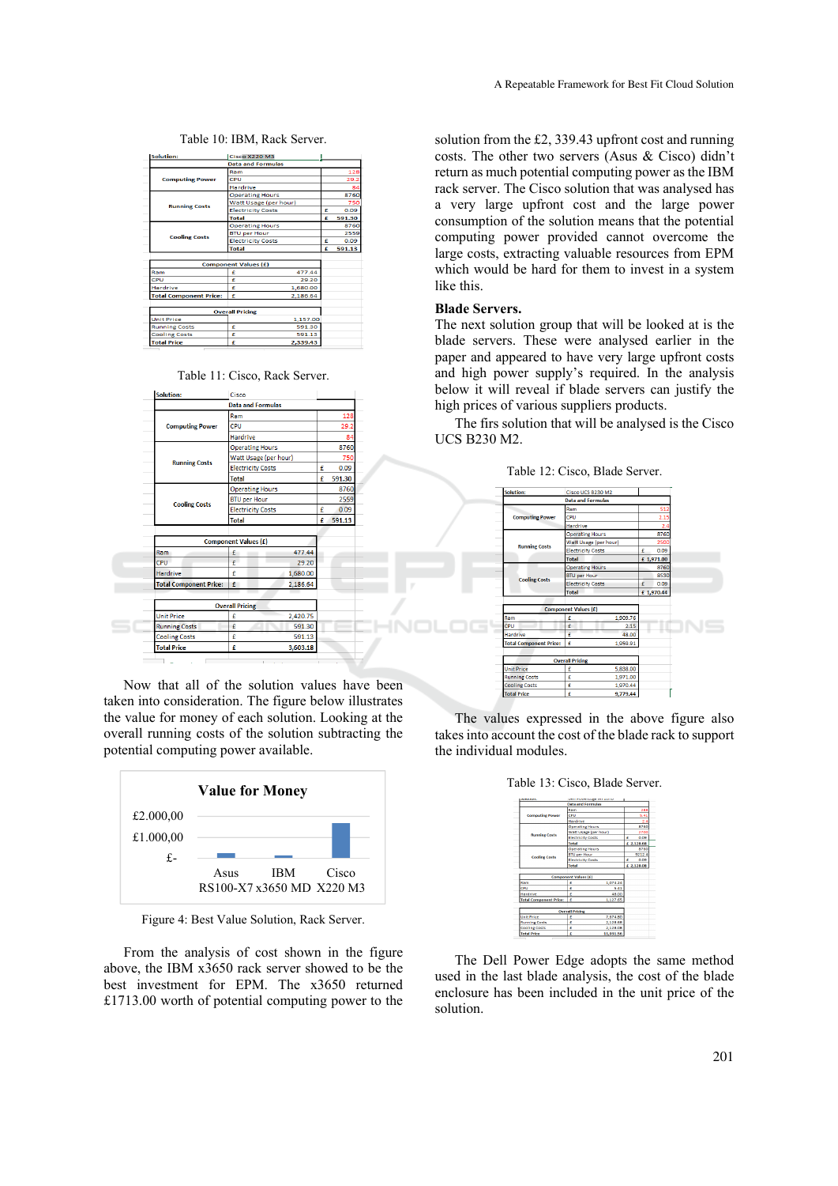Table 10: IBM, Rack Server.

| Solution: | Cisco X220 M3 | |
|---|---|---|
| | Data and Formulas | |
| Computing Power | Ram | 128 |
| | CPU | 29.2 |
| | Hardrive | 84 |
| Running Costs | Operating Hours | 8760 |
| | Watt Usage (per hour) | 750 |
| | Electricity Costs | £ 0.09 |
| | Total | £ 591.30 |
| Cooling Costs | Operating Hours | 8760 |
| | BTU per Hour | 2559 |
| | Electricity Costs | £ 0.09 |
| | Total | £ 591.13 |

| Component Values (£) | | |
|---|---|---|
| Ram | £ | 477.44 |
| CPU | £ | 29.20 |
| Hardrive | £ | 1,680.00 |
| Total Component Price: | £ | 2,186.64 |

| Overall Pricing | | |
|---|---|---|
| Unit Price | | 1,157.00 |
| Running Costs | £ | 591.30 |
| Cooling Costs | £ | 591.13 |
| Total Price | £ | 2,339.43 |

Table 11: Cisco, Rack Server.

| Solution: | Cisco | |
|---|---|---|
| | Data and Formulas | |
| Computing Power | Ram | 128 |
| | CPU | 29.2 |
| | Hardrive | 84 |
| Running Costs | Operating Hours | 8760 |
| | Watt Usage (per hour) | 750 |
| | Electricity Costs | £ 0.09 |
| | Total | £ 591.30 |
| Cooling Costs | Operating Hours | 8760 |
| | BTU per Hour | 2559 |
| | Electricity Costs | £ 0.09 |
| | Total | £ 591.13 |

| Component Values (£) | | |
|---|---|---|
| Ram | £ | 477.44 |
| CPU | £ | 29.20 |
| Hardrive | £ | 1,680.00 |
| Total Component Price: | £ | 2,186.64 |

| Overall Pricing | | |
|---|---|---|
| Unit Price | £ | 2,420.75 |
| Running Costs | £ | 591.30 |
| Cooling Costs | £ | 591.13 |
| Total Price | £ | 3,603.18 |

Now that all of the solution values have been taken into consideration. The figure below illustrates the value for money of each solution. Looking at the overall running costs of the solution subtracting the potential computing power available.

**Value for Money**

| | Asus RS100-X7 | IBM x3650 MD | Cisco X220 M3 |
|---|---|---|---|

Figure 4: Best Value Solution, Rack Server.

From the analysis of cost shown in the figure above, the IBM x3650 rack server showed to be the best investment for EPM. The x3650 returned £1713.00 worth of potential computing power to the solution from the £2, 339.43 upfront cost and running costs. The other two servers (Asus & Cisco) didn't return as much potential computing power as the IBM rack server. The Cisco solution that was analysed has a very large upfront cost and the large power consumption of the solution means that the potential computing power provided cannot overcome the large costs, extracting valuable resources from EPM which would be hard for them to invest in a system like this.

**Blade Servers.**

The next solution group that will be looked at is the blade servers. These were analysed earlier in the paper and appeared to have very large upfront costs and high power supply's required. In the analysis below it will reveal if blade servers can justify the high prices of various suppliers products.

The firs solution that will be analysed is the Cisco UCS B230 M2.

Table 12: Cisco, Blade Server.

| Solution: | Cisco UCS B230 M2 | |
|---|---|---|
| | Data and Formulas | |
| Computing Power | Ram | 512 |
| | CPU | 2.15 |
| | Hardrive | 2.4 |
| Running Costs | Operating Hours | 8760 |
| | Watt Usage (per hour) | 2500 |
| | Electricity Costs | £ 0.09 |
| | Total | £ 1,971.00 |
| Cooling Costs | Operating Hours | 8760 |
| | BTU per Hour | 8530 |
| | Electricity Costs | £ 0.09 |
| | Total | £ 1,970.44 |

| Component Values (£) | | |
|---|---|---|
| Ram | £ | 1,909.76 |
| CPU | £ | 2.15 |
| Hardrive | £ | 48.00 |
| Total Component Price: | £ | 1,959.91 |

| Overall Pricing | | |
|---|---|---|
| Unit Price | £ | 5,838.00 |
| Running Costs | £ | 1,971.00 |
| Cooling Costs | £ | 1,970.44 |
| Total Price | £ | 9,779.44 |

The values expressed in the above figure also takes into account the cost of the blade rack to support the individual modules.

Table 13: Cisco, Blade Server.

| Solution: | | |
|---|---|---|
| | Data and Formulas | |
| Computing Power | Ram | 288 |
| | CPU | 9.41 |
| | Hardrive | 2.4 |
| Running Costs | Operating Hours | 8760 |
| | Watt Usage (per hour) | 2700 |
| | Electricity Costs | £ 0.09 |
| | Total | £ 2,128.68 |
| Cooling Costs | Operating Hours | 8760 |
| | BTU per Hour | 9212.4 |
| | Electricity Costs | £ 0.09 |
| | Total | £ 2,128.08 |

| Component Values (£) | | |
|---|---|---|
| Ram | £ | 1,074.24 |
| CPU | £ | 9.41 |
| Hardrive | £ | 48.00 |
| Total Component Price: | £ | 1,127.65 |

| Overall Pricing | | |
|---|---|---|
| Unit Price | £ | 7,674.80 |
| Running Costs | £ | 2,128.68 |
| Cooling Costs | £ | 2,128.08 |
| Total Price | £ | 11,931.56 |

The Dell Power Edge adopts the same method used in the last blade analysis, the cost of the blade enclosure has been included in the unit price of the solution.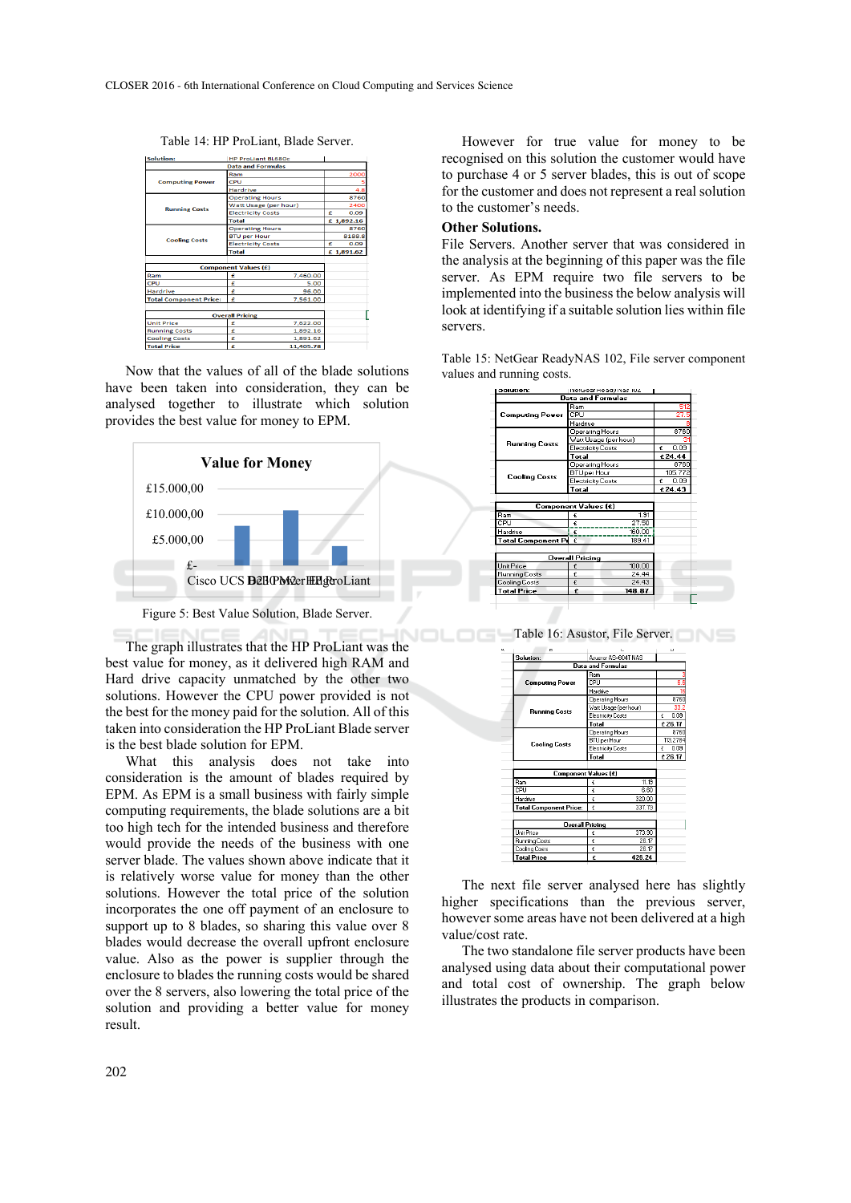Table 14: HP ProLiant, Blade Server.

| Solution: | HP ProLiant BL660c | |
|---|---|---|
| | Data and Formulas | |
| Computing Power | Ram | 2000 |
| | CPU | 5 |
| | Hardrive | 4.8 |
| Running Costs | Operating Hours | 8760 |
| | Watt Usage (per hour) | 2400 |
| | Electricity Costs | £ 0.09 |
| | Total | £ 1,892.16 |
| Cooling Costs | Operating Hours | 8760 |
| | BTU per Hour | 8188.8 |
| | Electricity Costs | £ 0.09 |
| | Total | £ 1,891.62 |

| Component Values (£) | | |
|---|---|---|
| Ram | £ | 7,460.00 |
| CPU | £ | 5.00 |
| Hardrive | £ | 96.00 |
| Total Component Price: | £ | 7,561.00 |

| Overall Pricing | | |
|---|---|---|
| Unit Price | £ | 7,622.00 |
| Running Costs | £ | 1,892.16 |
| Cooling Costs | £ | 1,891.62 |
| Total Price | £ | 11,405.78 |

Now that the values of all of the blade solutions have been taken into consideration, they can be analysed together to illustrate which solution provides the best value for money to EPM.

Figure 5: Best Value Solution, Blade Server.

The graph illustrates that the HP ProLiant was the best value for money, as it delivered high RAM and Hard drive capacity unmatched by the other two solutions. However the CPU power provided is not the best for the money paid for the solution. All of this taken into consideration the HP ProLiant Blade server is the best blade solution for EPM.

What this analysis does not take into consideration is the amount of blades required by EPM. As EPM is a small business with fairly simple computing requirements, the blade solutions are a bit too high tech for the intended business and therefore would provide the needs of the business with one server blade. The values shown above indicate that it is relatively worse value for money than the other solutions. However the total price of the solution incorporates the one off payment of an enclosure to support up to 8 blades, so sharing this value over 8 blades would decrease the overall upfront enclosure value. Also as the power is supplier through the enclosure to blades the running costs would be shared over the 8 servers, also lowering the total price of the solution and providing a better value for money result.

However for true value for money to be recognised on this solution the customer would have to purchase 4 or 5 server blades, this is out of scope for the customer and does not represent a real solution to the customer's needs.

**Other Solutions.**

File Servers. Another server that was considered in the analysis at the beginning of this paper was the file server. As EPM require two file servers to be implemented into the business the below analysis will look at identifying if a suitable solution lies within file servers.

Table 15: NetGear ReadyNAS 102, File server component values and running costs.

| Solution: | NetGear ReadyNAS 102 | |
|---|---|---|
| | Data and Formulas | |
| Computing Power | Ram | 512 |
| | CPU | 27.5 |
| | Hardrive | 8 |
| Running Costs | Operating Hours | 8760 |
| | Watt Usage (per hour) | 31 |
| | Electricity Costs | € 0.09 |
| | Total | €24.44 |
| Cooling Costs | Operating Hours | 8760 |
| | BTU per Hour | 105.772 |
| | Electricity Costs | € 0.09 |
| | Total | €24.43 |

| Component Values (€) | | |
|---|---|---|
| Ram | € | 1.91 |
| CPU | € | 27.50 |
| Hardrive | € | 160.00 |
| Total Component Pr | € | 189.41 |

| Overall Pricing | | |
|---|---|---|
| Unit Price | € | 100.00 |
| Running Costs | € | 24.44 |
| Cooling Costs | € | 24.43 |
| Total Price | € | 148.87 |

Table 16: Asustor, File Server.

| Solution: | Asustor AS-604T NAS | |
|---|---|---|
| | Data and Formulas | |
| Computing Power | Ram | 3 |
| | CPU | 8.6 |
| | Hardrive | 16 |
| Running Costs | Operating Hours | 8760 |
| | Watt Usage (per hour) | 33.2 |
| | Electricity Costs | £ 0.09 |
| | Total | £ 26.17 |
| Cooling Costs | Operating Hours | 8760 |
| | BTU per Hour | 113.2784 |
| | Electricity Costs | £ 0.09 |
| | Total | £ 26.17 |

| Component Values (£) | | |
|---|---|---|
| Ram | £ | 11.15 |
| CPU | £ | 8.60 |
| Hardrive | £ | 320.00 |
| Total Component Price: | £ | 337.73 |

| Overall Pricing | | |
|---|---|---|
| Unit Price | £ | 373.90 |
| Running Costs | £ | 26.17 |
| Cooling Costs | £ | 26.17 |
| Total Price | £ | 426.24 |

The next file server analysed here has slightly higher specifications than the previous server, however some areas have not been delivered at a high value/cost rate.

The two standalone file server products have been analysed using data about their computational power and total cost of ownership. The graph below illustrates the products in comparison.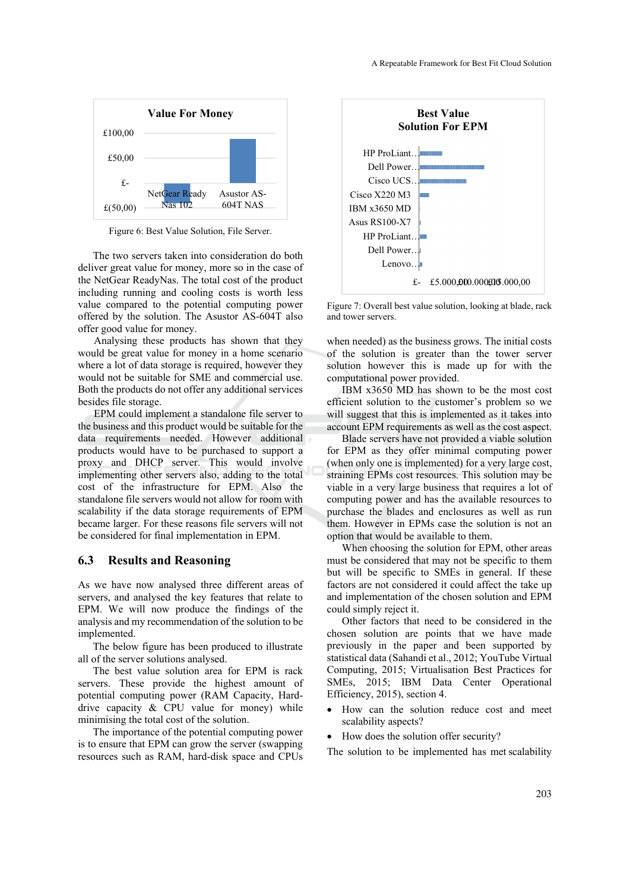Figure 6: Best Value Solution, File Server.

The two servers taken into consideration do both deliver great value for money, more so in the case of the NetGear ReadyNas. The total cost of the product including running and cooling costs is worth less value compared to the potential computing power offered by the solution. The Asustor AS-604T also offer good value for money.

Analysing these products has shown that they would be great value for money in a home scenario where a lot of data storage is required, however they would not be suitable for SME and commercial use. Both the products do not offer any additional services besides file storage.

EPM could implement a standalone file server to the business and this product would be suitable for the data requirements needed. However additional products would have to be purchased to support a proxy and DHCP server. This would involve implementing other servers also, adding to the total cost of the infrastructure for EPM. Also the standalone file servers would not allow for room with scalability if the data storage requirements of EPM became larger. For these reasons file servers will not be considered for final implementation in EPM.

## 6.3 Results and Reasoning

As we have now analysed three different areas of servers, and analysed the key features that relate to EPM. We will now produce the findings of the analysis and my recommendation of the solution to be implemented.

The below figure has been produced to illustrate all of the server solutions analysed.

The best value solution area for EPM is rack servers. These provide the highest amount of potential computing power (RAM Capacity, Hard-drive capacity & CPU value for money) while minimising the total cost of the solution.

The importance of the potential computing power is to ensure that EPM can grow the server (swapping resources such as RAM, hard-disk space and CPUs

Figure 7: Overall best value solution, looking at blade, rack and tower servers.

when needed) as the business grows. The initial costs of the solution is greater than the tower server solution however this is made up for with the computational power provided.

IBM x3650 MD has shown to be the most cost efficient solution to the customer's problem so we will suggest that this is implemented as it takes into account EPM requirements as well as the cost aspect.

Blade servers have not provided a viable solution for EPM as they offer minimal computing power (when only one is implemented) for a very large cost, straining EPMs cost resources. This solution may be viable in a very large business that requires a lot of computing power and has the available resources to purchase the blades and enclosures as well as run them. However in EPMs case the solution is not an option that would be available to them.

When choosing the solution for EPM, other areas must be considered that may not be specific to them but will be specific to SMEs in general. If these factors are not considered it could affect the take up and implementation of the chosen solution and EPM could simply reject it.

Other factors that need to be considered in the chosen solution are points that we have made previously in the paper and been supported by statistical data (Sahandi et al., 2012; YouTube Virtual Computing, 2015; Virtualisation Best Practices for SMEs, 2015; IBM Data Center Operational Efficiency, 2015), section 4.

- How can the solution reduce cost and meet scalability aspects?
- How does the solution offer security?

The solution to be implemented has met scalability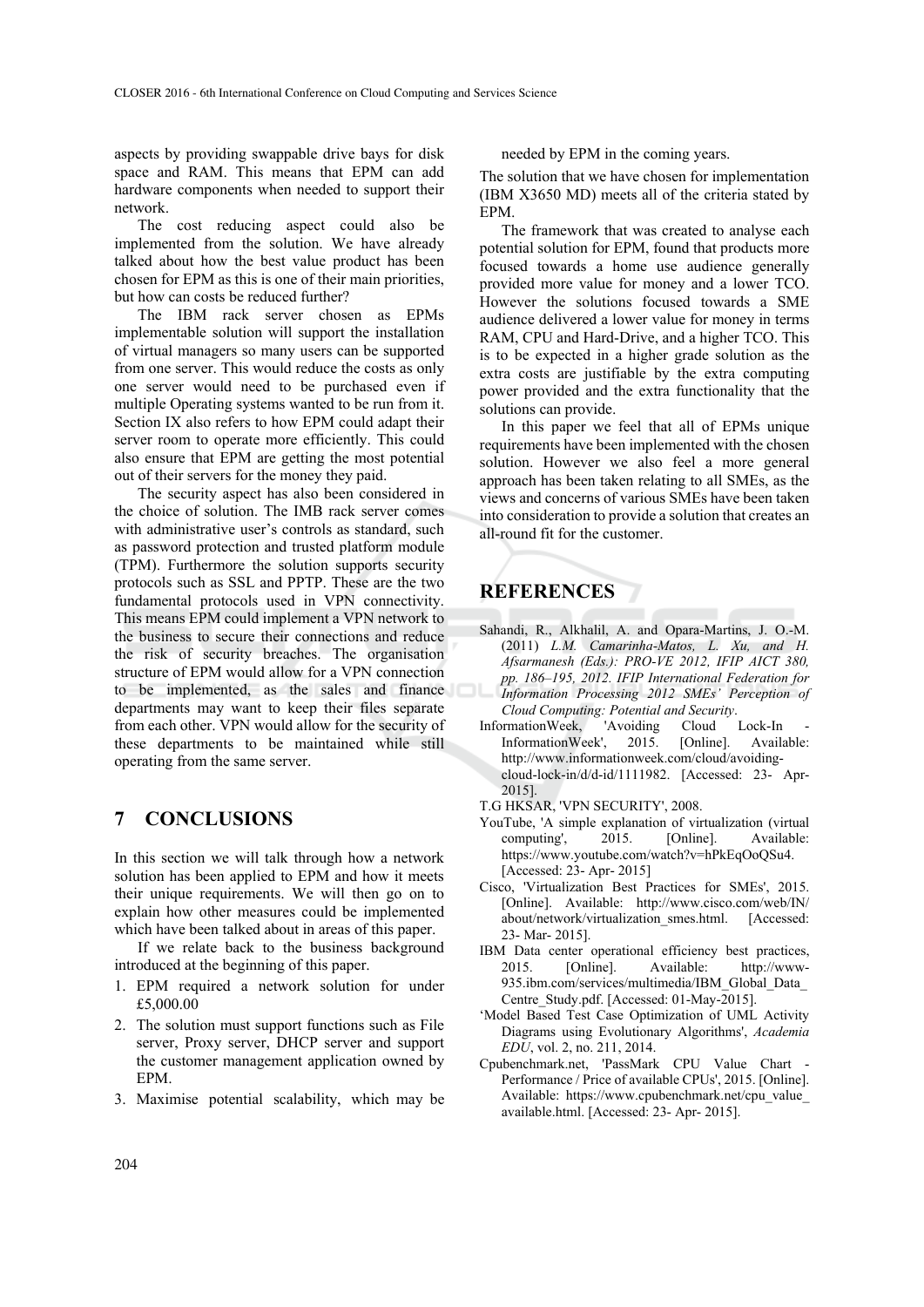aspects by providing swappable drive bays for disk space and RAM. This means that EPM can add hardware components when needed to support their network.

The cost reducing aspect could also be implemented from the solution. We have already talked about how the best value product has been chosen for EPM as this is one of their main priorities, but how can costs be reduced further?

The IBM rack server chosen as EPMs implementable solution will support the installation of virtual managers so many users can be supported from one server. This would reduce the costs as only one server would need to be purchased even if multiple Operating systems wanted to be run from it. Section IX also refers to how EPM could adapt their server room to operate more efficiently. This could also ensure that EPM are getting the most potential out of their servers for the money they paid.

The security aspect has also been considered in the choice of solution. The IMB rack server comes with administrative user's controls as standard, such as password protection and trusted platform module (TPM). Furthermore the solution supports security protocols such as SSL and PPTP. These are the two fundamental protocols used in VPN connectivity. This means EPM could implement a VPN network to the business to secure their connections and reduce the risk of security breaches. The organisation structure of EPM would allow for a VPN connection to be implemented, as the sales and finance departments may want to keep their files separate from each other. VPN would allow for the security of these departments to be maintained while still operating from the same server.

## 7 CONCLUSIONS

In this section we will talk through how a network solution has been applied to EPM and how it meets their unique requirements. We will then go on to explain how other measures could be implemented which have been talked about in areas of this paper.

If we relate back to the business background introduced at the beginning of this paper.

1. EPM required a network solution for under £5,000.00
2. The solution must support functions such as File server, Proxy server, DHCP server and support the customer management application owned by EPM.
3. Maximise potential scalability, which may be needed by EPM in the coming years.

The solution that we have chosen for implementation (IBM X3650 MD) meets all of the criteria stated by EPM.

The framework that was created to analyse each potential solution for EPM, found that products more focused towards a home use audience generally provided more value for money and a lower TCO. However the solutions focused towards a SME audience delivered a lower value for money in terms RAM, CPU and Hard-Drive, and a higher TCO. This is to be expected in a higher grade solution as the extra costs are justifiable by the extra computing power provided and the extra functionality that the solutions can provide.

In this paper we feel that all of EPMs unique requirements have been implemented with the chosen solution. However we also feel a more general approach has been taken relating to all SMEs, as the views and concerns of various SMEs have been taken into consideration to provide a solution that creates an all-round fit for the customer.

## REFERENCES

Sahandi, R., Alkhalil, A. and Opara-Martins, J. O.-M. (2011) *L.M. Camarinha-Matos, L. Xu, and H. Afsarmanesh (Eds.): PRO-VE 2012, IFIP AICT 380, pp. 186–195, 2012. IFIP International Federation for Information Processing 2012 SMEs' Perception of Cloud Computing: Potential and Security*.

InformationWeek, 'Avoiding Cloud Lock-In - InformationWeek', 2015. [Online]. Available: http://www.informationweek.com/cloud/avoiding-cloud-lock-in/d/d-id/1111982. [Accessed: 23- Apr-2015].

T.G HKSAR, 'VPN SECURITY', 2008.

YouTube, 'A simple explanation of virtualization (virtual computing', 2015. [Online]. Available: https://www.youtube.com/watch?v=hPkEqOoQSu4. [Accessed: 23- Apr- 2015]

Cisco, 'Virtualization Best Practices for SMEs', 2015. [Online]. Available: http://www.cisco.com/web/IN/about/network/virtualization_smes.html. [Accessed: 23- Mar- 2015].

IBM Data center operational efficiency best practices, 2015. [Online]. Available: http://www-935.ibm.com/services/multimedia/IBM_Global_Data_Centre_Study.pdf. [Accessed: 01-May-2015].

'Model Based Test Case Optimization of UML Activity Diagrams using Evolutionary Algorithms', *Academia EDU*, vol. 2, no. 211, 2014.

Cpubenchmark.net, 'PassMark CPU Value Chart - Performance / Price of available CPUs', 2015. [Online]. Available: https://www.cpubenchmark.net/cpu_value_available.html. [Accessed: 23- Apr- 2015].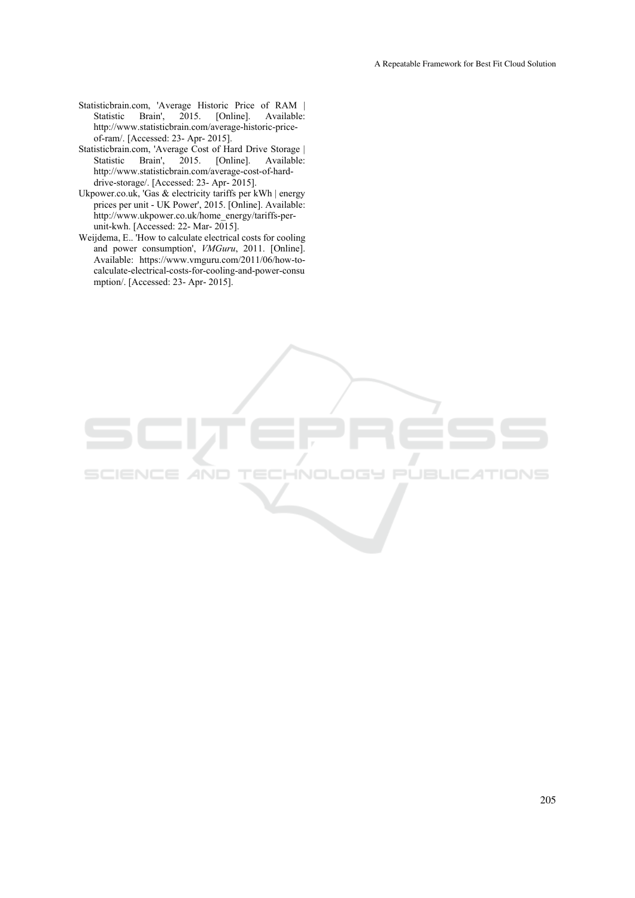Statisticbrain.com, 'Average Historic Price of RAM | Statistic Brain', 2015. [Online]. Available: http://www.statisticbrain.com/average-historic-price-of-ram/. [Accessed: 23- Apr- 2015].

Statisticbrain.com, 'Average Cost of Hard Drive Storage | Statistic Brain', 2015. [Online]. Available: http://www.statisticbrain.com/average-cost-of-hard-drive-storage/. [Accessed: 23- Apr- 2015].

Ukpower.co.uk, 'Gas & electricity tariffs per kWh | energy prices per unit - UK Power', 2015. [Online]. Available: http://www.ukpower.co.uk/home_energy/tariffs-per-unit-kwh. [Accessed: 22- Mar- 2015].

Weijdema, E.. 'How to calculate electrical costs for cooling and power consumption', *VMGuru*, 2011. [Online]. Available: https://www.vmguru.com/2011/06/how-to-calculate-electrical-costs-for-cooling-and-power-consumption/. [Accessed: 23- Apr- 2015].